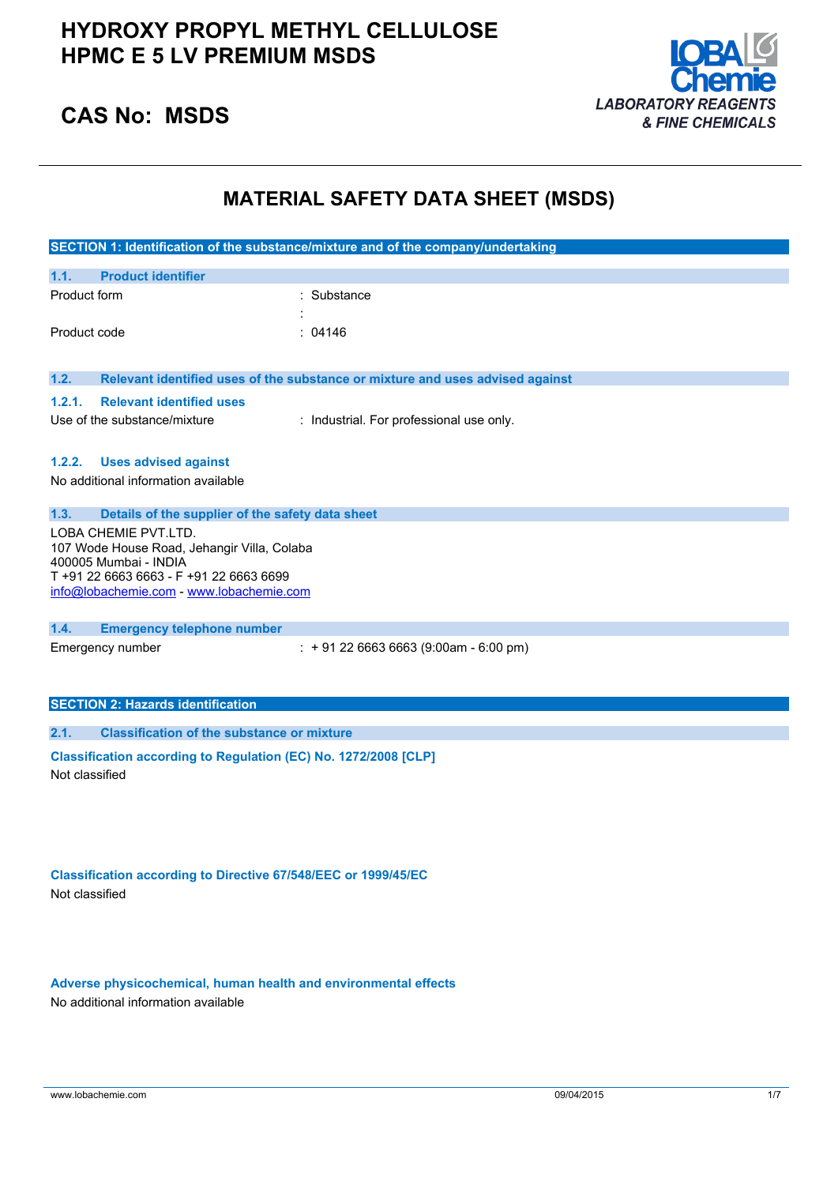# HYDROXY PROPYL METHYL CELLULOSE HPMC E 5 LV PREMIUM MSDS

## CAS No: MSDS

LOBA Chemie
*LABORATORY REAGENTS & FINE CHEMICALS*

# MATERIAL SAFETY DATA SHEET (MSDS)

## SECTION 1: Identification of the substance/mixture and of the company/undertaking

### 1.1. Product identifier

Product form : Substance

:

Product code : 04146

### 1.2. Relevant identified uses of the substance or mixture and uses advised against

#### 1.2.1. Relevant identified uses

Use of the substance/mixture : Industrial. For professional use only.

#### 1.2.2. Uses advised against

No additional information available

### 1.3. Details of the supplier of the safety data sheet

LOBA CHEMIE PVT.LTD.
107 Wode House Road, Jehangir Villa, Colaba
400005 Mumbai - INDIA
T +91 22 6663 6663 - F +91 22 6663 6699
info@lobachemie.com - www.lobachemie.com

### 1.4. Emergency telephone number

Emergency number : + 91 22 6663 6663 (9:00am - 6:00 pm)

## SECTION 2: Hazards identification

### 2.1. Classification of the substance or mixture

**Classification according to Regulation (EC) No. 1272/2008 [CLP]**

Not classified

**Classification according to Directive 67/548/EEC or 1999/45/EC**

Not classified

**Adverse physicochemical, human health and environmental effects**

No additional information available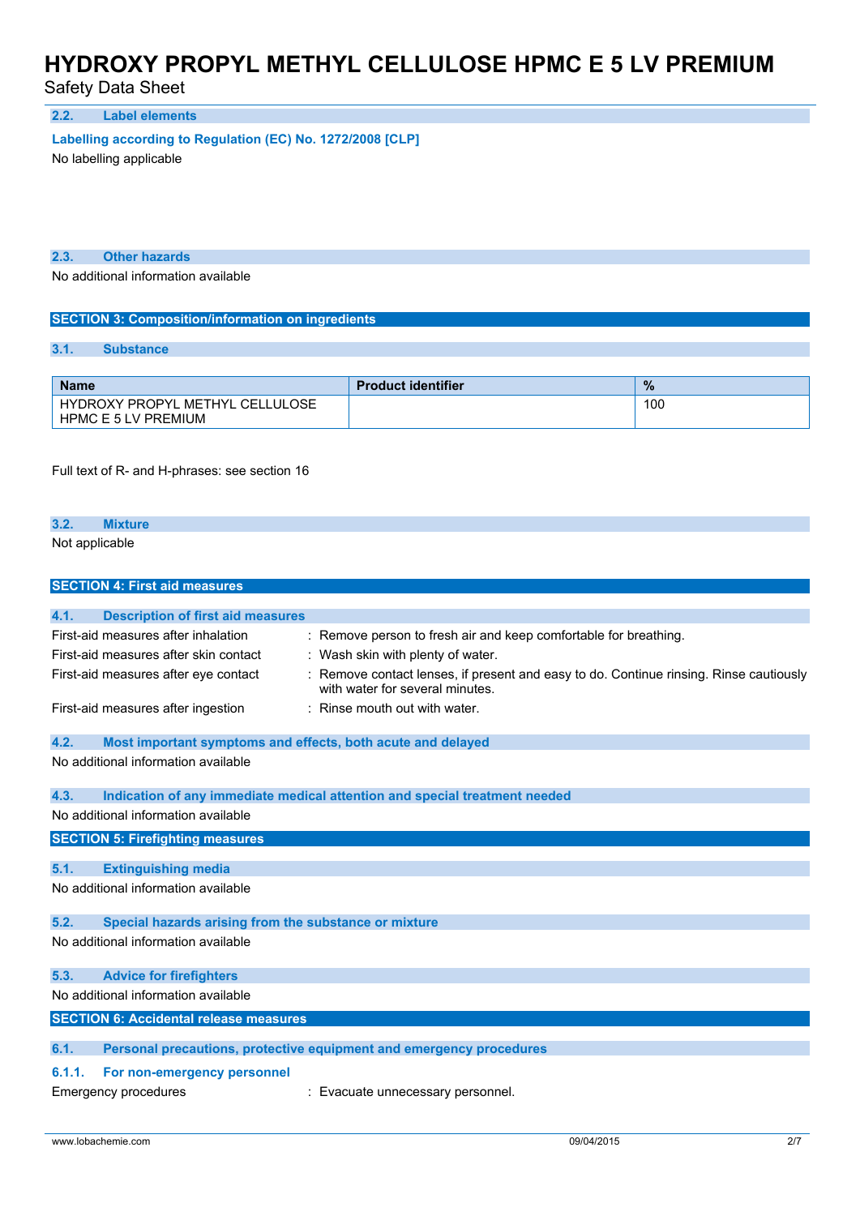### 2.2. Label elements

**Labelling according to Regulation (EC) No. 1272/2008 [CLP]**

No labelling applicable

### 2.3. Other hazards

No additional information available

## SECTION 3: Composition/information on ingredients

### 3.1. Substance

| Name | Product identifier | % |
|---|---|---|
| HYDROXY PROPYL METHYL CELLULOSE HPMC E 5 LV PREMIUM | | 100 |

Full text of R- and H-phrases: see section 16

### 3.2. Mixture

Not applicable

## SECTION 4: First aid measures

### 4.1. Description of first aid measures

First-aid measures after inhalation : Remove person to fresh air and keep comfortable for breathing.

First-aid measures after skin contact : Wash skin with plenty of water.

First-aid measures after eye contact : Remove contact lenses, if present and easy to do. Continue rinsing. Rinse cautiously with water for several minutes.

First-aid measures after ingestion : Rinse mouth out with water.

### 4.2. Most important symptoms and effects, both acute and delayed

No additional information available

### 4.3. Indication of any immediate medical attention and special treatment needed

No additional information available

## SECTION 5: Firefighting measures

### 5.1. Extinguishing media

No additional information available

### 5.2. Special hazards arising from the substance or mixture

No additional information available

### 5.3. Advice for firefighters

No additional information available

## SECTION 6: Accidental release measures

### 6.1. Personal precautions, protective equipment and emergency procedures

#### 6.1.1. For non-emergency personnel

Emergency procedures : Evacuate unnecessary personnel.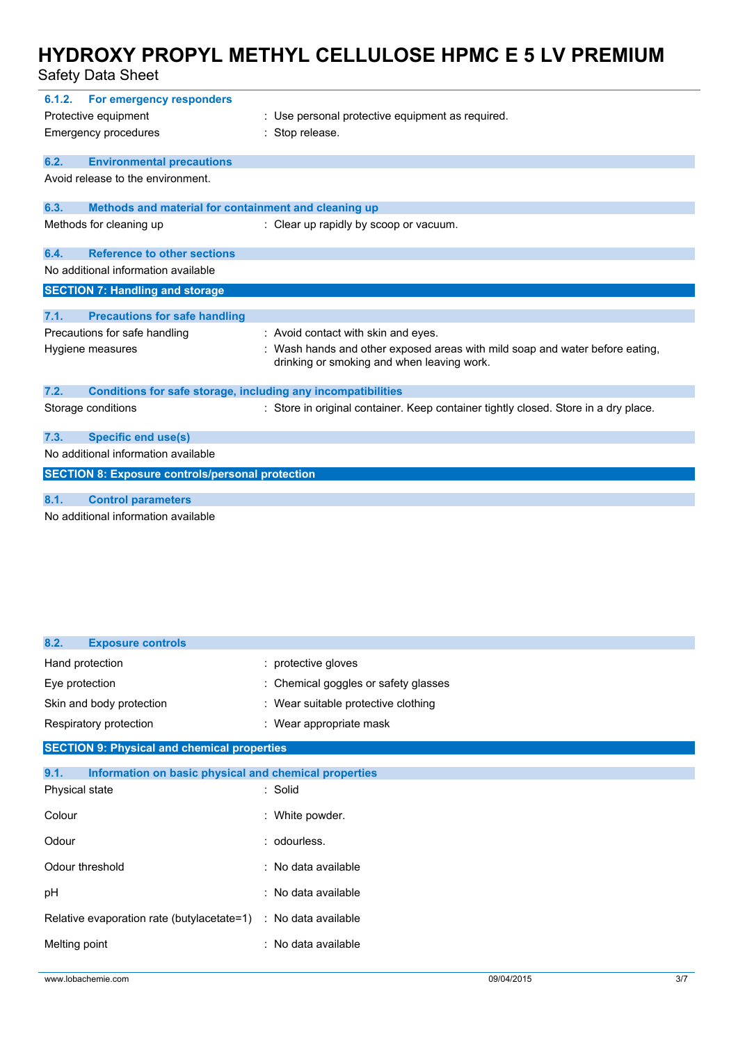#### 6.1.2. For emergency responders

| | |
|---|---|
| Protective equipment | : Use personal protective equipment as required. |
| Emergency procedures | : Stop release. |

### 6.2. Environmental precautions

Avoid release to the environment.

### 6.3. Methods and material for containment and cleaning up

| | |
|---|---|
| Methods for cleaning up | : Clear up rapidly by scoop or vacuum. |

### 6.4. Reference to other sections

No additional information available

## SECTION 7: Handling and storage

### 7.1. Precautions for safe handling

| | |
|---|---|
| Precautions for safe handling | : Avoid contact with skin and eyes. |
| Hygiene measures | : Wash hands and other exposed areas with mild soap and water before eating, drinking or smoking and when leaving work. |

### 7.2. Conditions for safe storage, including any incompatibilities

| | |
|---|---|
| Storage conditions | : Store in original container. Keep container tightly closed. Store in a dry place. |

### 7.3. Specific end use(s)

No additional information available

## SECTION 8: Exposure controls/personal protection

### 8.1. Control parameters

No additional information available

### 8.2. Exposure controls

| | |
|---|---|
| Hand protection | : protective gloves |
| Eye protection | : Chemical goggles or safety glasses |
| Skin and body protection | : Wear suitable protective clothing |
| Respiratory protection | : Wear appropriate mask |

## SECTION 9: Physical and chemical properties

### 9.1. Information on basic physical and chemical properties

| | |
|---|---|
| Physical state | : Solid |
| Colour | : White powder. |
| Odour | : odourless. |
| Odour threshold | : No data available |
| pH | : No data available |
| Relative evaporation rate (butylacetate=1) | : No data available |
| Melting point | : No data available |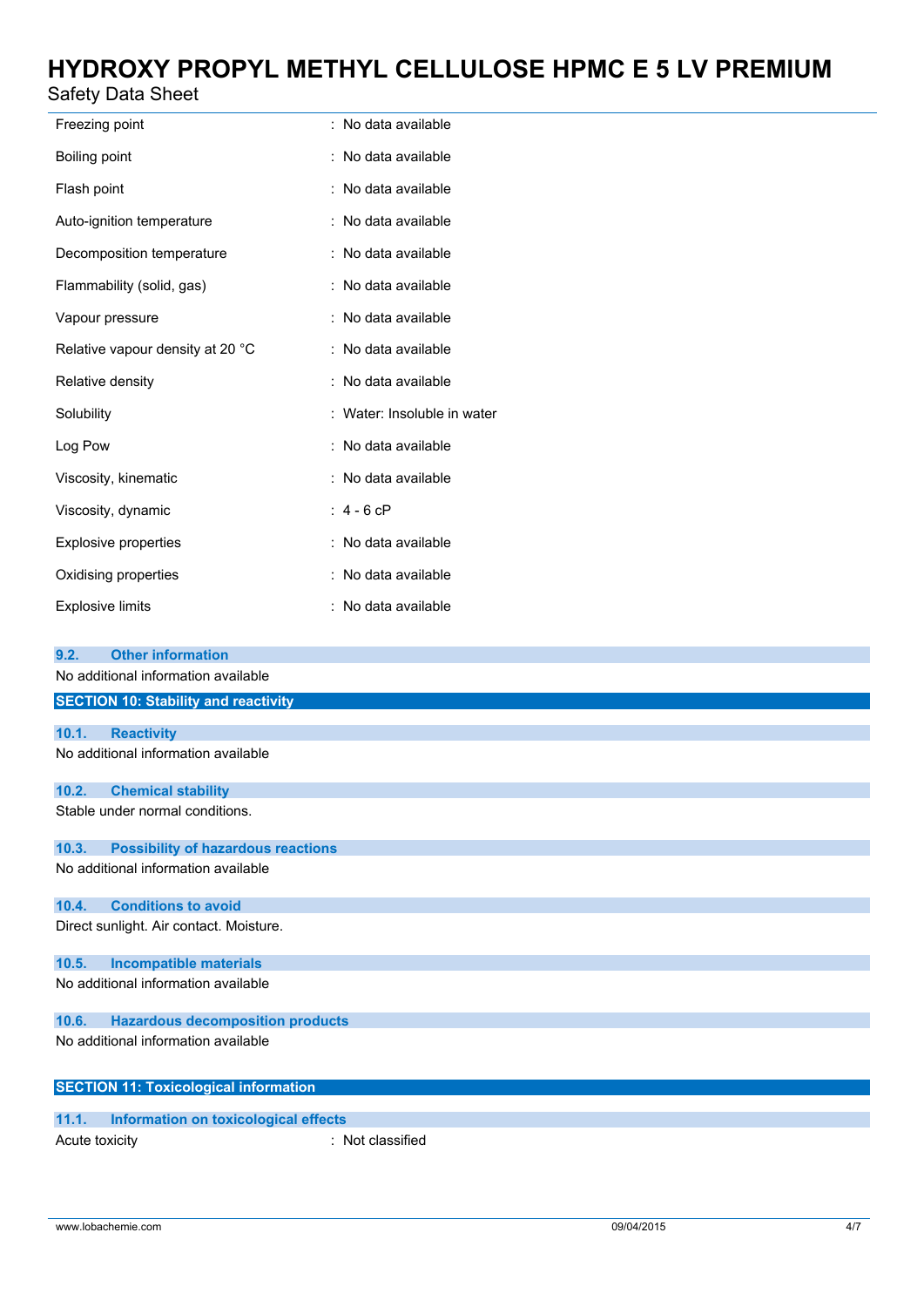| | |
|---|---|
| Freezing point | : No data available |
| Boiling point | : No data available |
| Flash point | : No data available |
| Auto-ignition temperature | : No data available |
| Decomposition temperature | : No data available |
| Flammability (solid, gas) | : No data available |
| Vapour pressure | : No data available |
| Relative vapour density at 20 °C | : No data available |
| Relative density | : No data available |
| Solubility | : Water: Insoluble in water |
| Log Pow | : No data available |
| Viscosity, kinematic | : No data available |
| Viscosity, dynamic | : 4 - 6 cP |
| Explosive properties | : No data available |
| Oxidising properties | : No data available |
| Explosive limits | : No data available |

### 9.2. Other information

No additional information available

## SECTION 10: Stability and reactivity

### 10.1. Reactivity

No additional information available

### 10.2. Chemical stability

Stable under normal conditions.

### 10.3. Possibility of hazardous reactions

No additional information available

### 10.4. Conditions to avoid

Direct sunlight. Air contact. Moisture.

### 10.5. Incompatible materials

No additional information available

### 10.6. Hazardous decomposition products

No additional information available

## SECTION 11: Toxicological information

### 11.1. Information on toxicological effects

| | |
|---|---|
| Acute toxicity | : Not classified |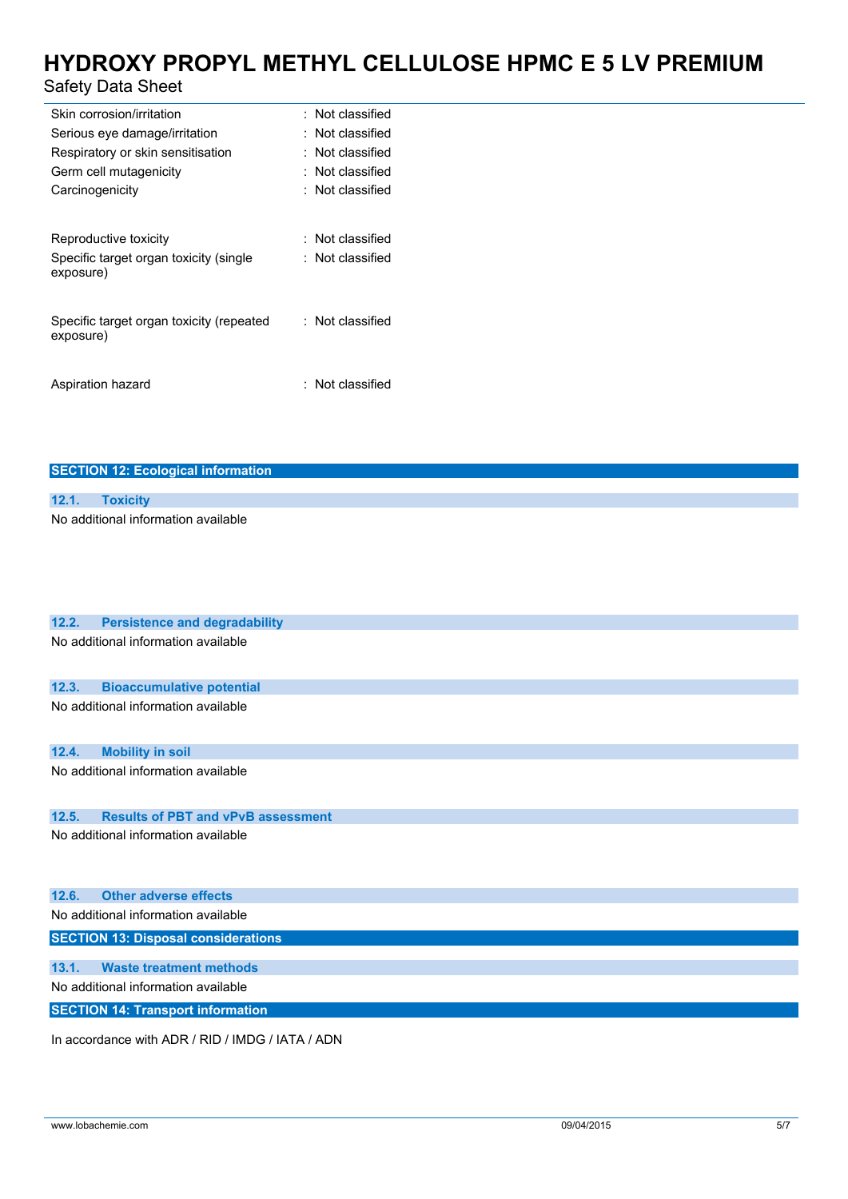| | |
|---|---|
| Skin corrosion/irritation | : Not classified |
| Serious eye damage/irritation | : Not classified |
| Respiratory or skin sensitisation | : Not classified |
| Germ cell mutagenicity | : Not classified |
| Carcinogenicity | : Not classified |
| Reproductive toxicity | : Not classified |
| Specific target organ toxicity (single exposure) | : Not classified |
| Specific target organ toxicity (repeated exposure) | : Not classified |
| Aspiration hazard | : Not classified |

## SECTION 12: Ecological information

### 12.1. Toxicity

No additional information available

### 12.2. Persistence and degradability

No additional information available

### 12.3. Bioaccumulative potential

No additional information available

### 12.4. Mobility in soil

No additional information available

### 12.5. Results of PBT and vPvB assessment

No additional information available

### 12.6. Other adverse effects

No additional information available

## SECTION 13: Disposal considerations

### 13.1. Waste treatment methods

No additional information available

## SECTION 14: Transport information

In accordance with ADR / RID / IMDG / IATA / ADN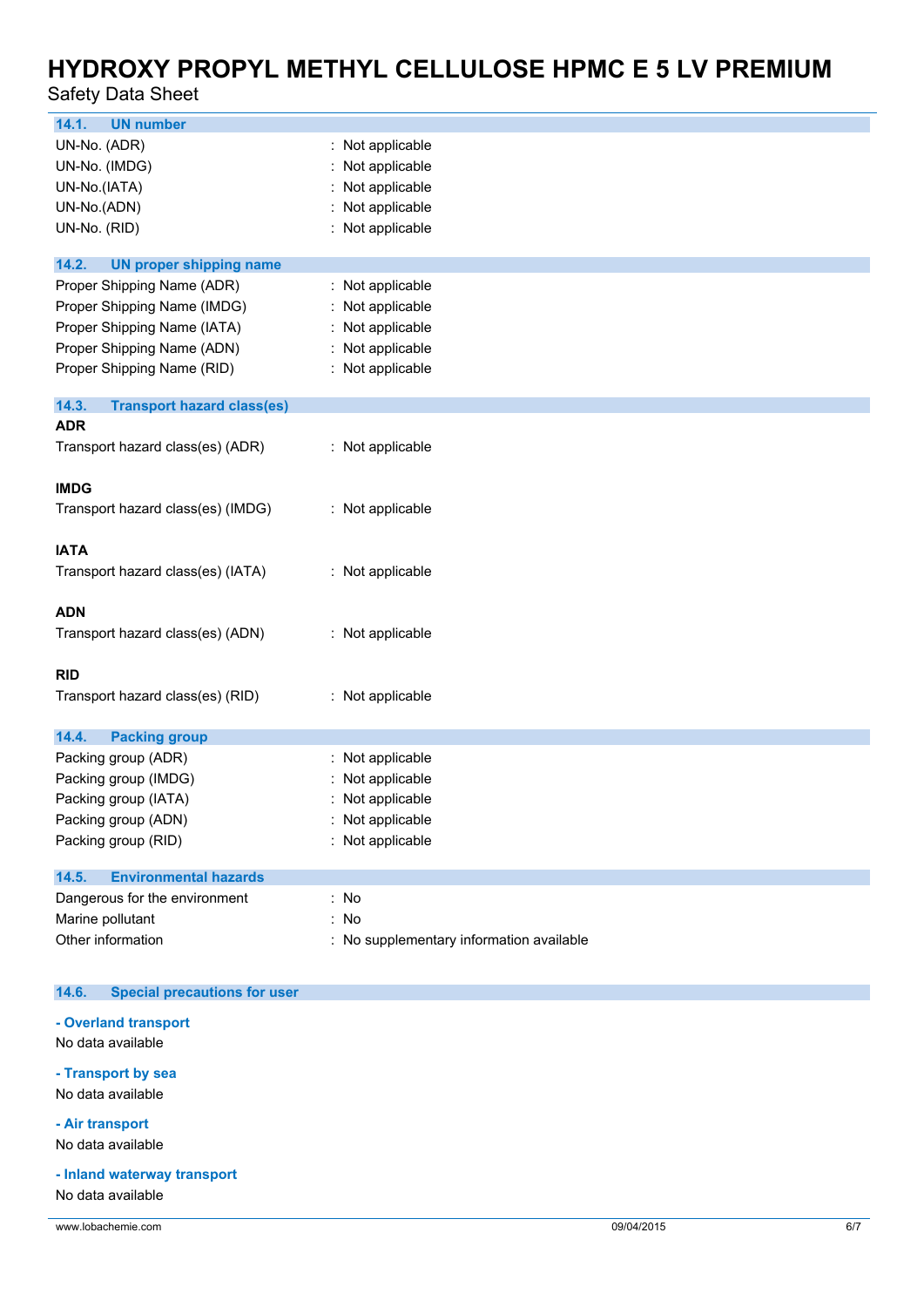## 14.1. UN number

UN-No. (ADR) : Not applicable
UN-No. (IMDG) : Not applicable
UN-No.(IATA) : Not applicable
UN-No.(ADN) : Not applicable
UN-No. (RID) : Not applicable

## 14.2. UN proper shipping name

Proper Shipping Name (ADR) : Not applicable
Proper Shipping Name (IMDG) : Not applicable
Proper Shipping Name (IATA) : Not applicable
Proper Shipping Name (ADN) : Not applicable
Proper Shipping Name (RID) : Not applicable

## 14.3. Transport hazard class(es)

**ADR**

Transport hazard class(es) (ADR) : Not applicable

**IMDG**

Transport hazard class(es) (IMDG) : Not applicable

**IATA**

Transport hazard class(es) (IATA) : Not applicable

**ADN**

Transport hazard class(es) (ADN) : Not applicable

**RID**

Transport hazard class(es) (RID) : Not applicable

## 14.4. Packing group

Packing group (ADR) : Not applicable
Packing group (IMDG) : Not applicable
Packing group (IATA) : Not applicable
Packing group (ADN) : Not applicable
Packing group (RID) : Not applicable

## 14.5. Environmental hazards

Dangerous for the environment : No
Marine pollutant : No
Other information : No supplementary information available

## 14.6. Special precautions for user

### - Overland transport

No data available

### - Transport by sea

No data available

### - Air transport

No data available

### - Inland waterway transport

No data available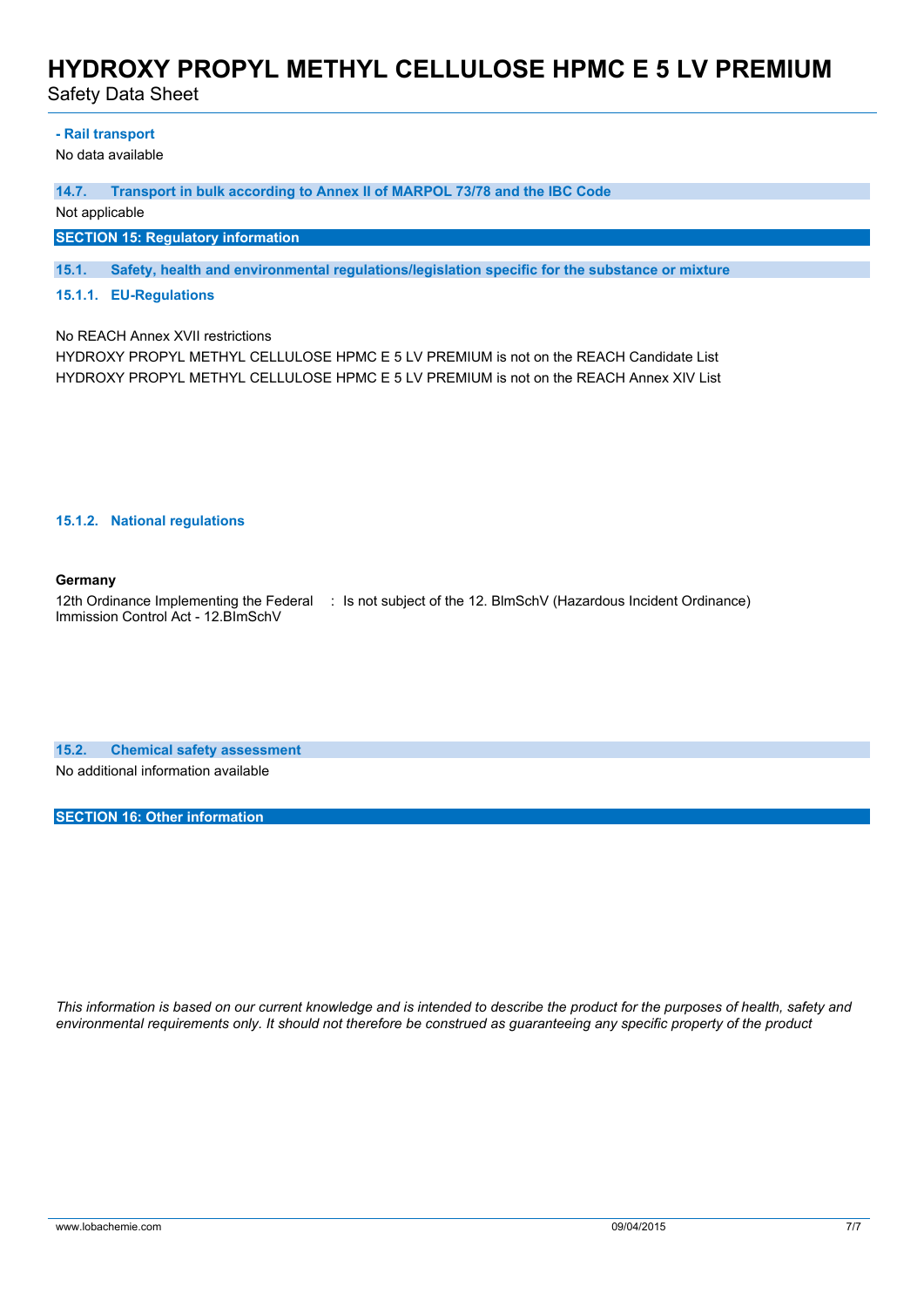#### - Rail transport

No data available

#### 14.7. Transport in bulk according to Annex II of MARPOL 73/78 and the IBC Code

Not applicable

## SECTION 15: Regulatory information

### 15.1. Safety, health and environmental regulations/legislation specific for the substance or mixture

#### 15.1.1. EU-Regulations

No REACH Annex XVII restrictions

HYDROXY PROPYL METHYL CELLULOSE HPMC E 5 LV PREMIUM is not on the REACH Candidate List

HYDROXY PROPYL METHYL CELLULOSE HPMC E 5 LV PREMIUM is not on the REACH Annex XIV List

#### 15.1.2. National regulations

**Germany**

12th Ordinance Implementing the Federal Immission Control Act - 12.BImSchV : Is not subject of the 12. BlmSchV (Hazardous Incident Ordinance)

### 15.2. Chemical safety assessment

No additional information available

## SECTION 16: Other information

*This information is based on our current knowledge and is intended to describe the product for the purposes of health, safety and environmental requirements only. It should not therefore be construed as guaranteeing any specific property of the product*